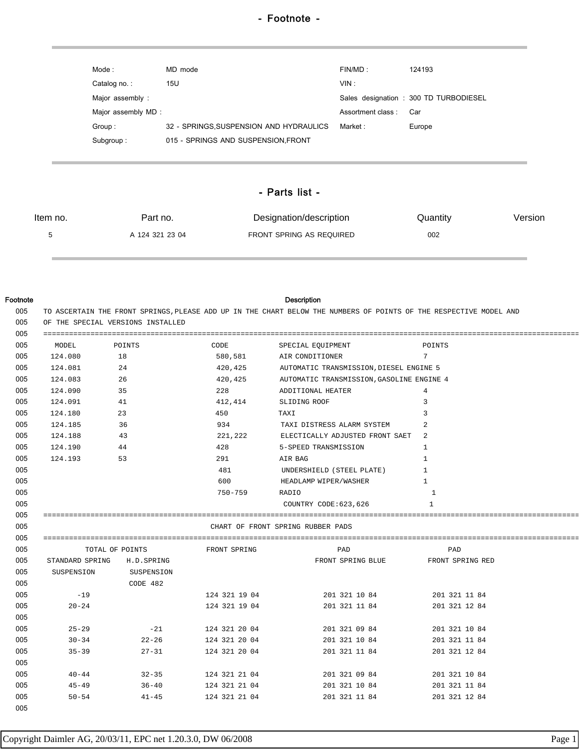# - Footnote -

| | | | |
|---|---|---|---|
| Mode : | MD mode | FIN/MD : | 124193 |
| Catalog no. : | 15U | VIN : | |
| Major assembly : | | Sales designation : | 300 TD TURBODIESEL |
| Major assembly MD : | | Assortment class : | Car |
| Group : | 32 - SPRINGS,SUSPENSION AND HYDRAULICS | Market : | Europe |
| Subgroup : | 015 - SPRINGS AND SUSPENSION,FRONT | | |

## - Parts list -

| Item no. | Part no. | Designation/description | Quantity | Version |
|---|---|---|---|---|
| 5 | A 124 321 23 04 | FRONT SPRING AS REQUIRED | 002 | |

| Footnote | Description |
|---|---|
| 005 | TO ASCERTAIN THE FRONT SPRINGS,PLEASE ADD UP IN THE CHART BELOW THE NUMBERS OF POINTS OF THE RESPECTIVE MODEL AND |
| 005 | OF THE SPECIAL VERSIONS INSTALLED |

```
005  ====================================================================================================
005    MODEL       POINTS            CODE         SPECIAL EQUIPMENT                  POINTS
005   124.080       18                580,581      AIR CONDITIONER                    7
005   124.081       24                420,425      AUTOMATIC TRANSMISSION,DIESEL ENGINE 5
005   124.083       26                420,425      AUTOMATIC TRANSMISSION,GASOLINE ENGINE 4
005   124.090       35                228          ADDITIONAL HEATER                  4
005   124.091       41                412,414      SLIDING ROOF                       3
005   124.180       23                450          TAXI                               3
005   124.185       36                934          TAXI DISTRESS ALARM SYSTEM         2
005   124.188       43                221,222      ELECTICALLY ADJUSTED FRONT SAET    2
005   124.190       44                428          5-SPEED TRANSMISSION               1
005   124.193       53                291          AIR BAG                            1
005                                   481          UNDERSHIELD (STEEL PLATE)          1
005                                   600          HEADLAMP WIPER/WASHER              1
005                                   750-759      RADIO                               1
005                                                COUNTRY CODE:623,626                1
005  ====================================================================================================
005                                  CHART OF FRONT SPRING RUBBER PADS
005  ====================================================================================================
005         TOTAL OF POINTS          FRONT SPRING           PAD                  PAD
005   STANDARD SPRING   H.D.SPRING                     FRONT SPRING BLUE    FRONT SPRING RED
005    SUSPENSION       SUSPENSION
005                     CODE 482
005       -19                        124 321 19 04       201 321 10 84        201 321 11 84
005     20-24                        124 321 19 04       201 321 11 84        201 321 12 84
005
005     25-29             -21        124 321 20 04       201 321 09 84        201 321 10 84
005     30-34           22-26        124 321 20 04       201 321 10 84        201 321 11 84
005     35-39           27-31        124 321 20 04       201 321 11 84        201 321 12 84
005
005     40-44           32-35        124 321 21 04       201 321 09 84        201 321 10 84
005     45-49           36-40        124 321 21 04       201 321 10 84        201 321 11 84
005     50-54           41-45        124 321 21 04       201 321 11 84        201 321 12 84
005
```

Copyright Daimler AG, 20/03/11, EPC net 1.20.3.0, DW 06/2008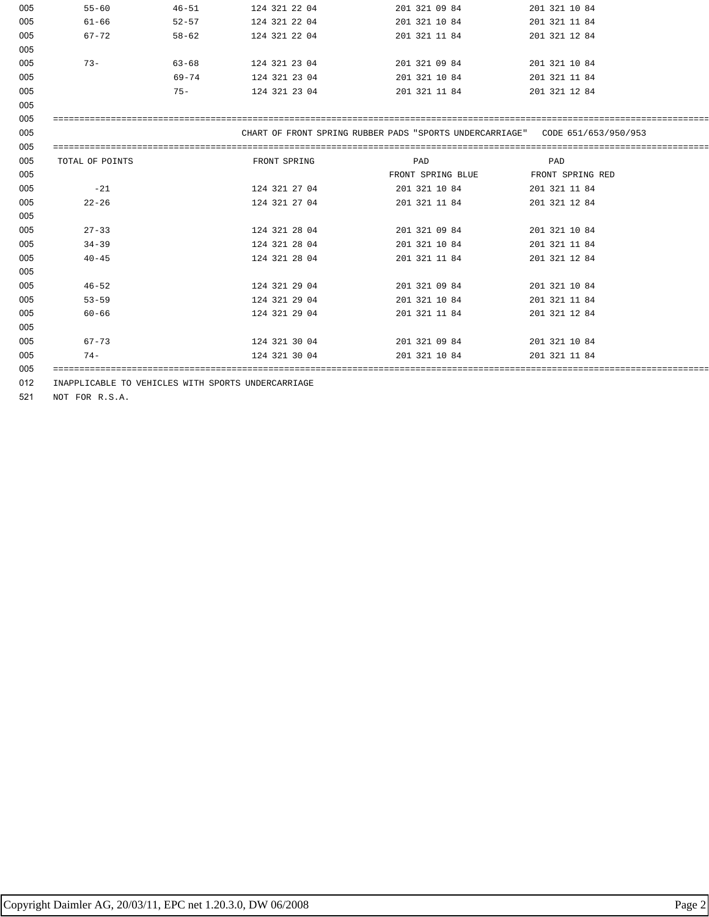| | | | | | |
|---|---|---|---|---|---|
| 005 | 55-60 | 46-51 | 124 321 22 04 | 201 321 09 84 | 201 321 10 84 |
| 005 | 61-66 | 52-57 | 124 321 22 04 | 201 321 10 84 | 201 321 11 84 |
| 005 | 67-72 | 58-62 | 124 321 22 04 | 201 321 11 84 | 201 321 12 84 |
| 005 | | | | | |
| 005 | 73- | 63-68 | 124 321 23 04 | 201 321 09 84 | 201 321 10 84 |
| 005 | | 69-74 | 124 321 23 04 | 201 321 10 84 | 201 321 11 84 |
| 005 | | 75- | 124 321 23 04 | 201 321 11 84 | 201 321 12 84 |

005 CHART OF FRONT SPRING RUBBER PADS "SPORTS UNDERCARRIAGE" CODE 651/653/950/953

| | TOTAL OF POINTS | FRONT SPRING | PAD FRONT SPRING BLUE | PAD FRONT SPRING RED |
|---|---|---|---|---|
| 005 | -21 | 124 321 27 04 | 201 321 10 84 | 201 321 11 84 |
| 005 | 22-26 | 124 321 27 04 | 201 321 11 84 | 201 321 12 84 |
| 005 | | | | |
| 005 | 27-33 | 124 321 28 04 | 201 321 09 84 | 201 321 10 84 |
| 005 | 34-39 | 124 321 28 04 | 201 321 10 84 | 201 321 11 84 |
| 005 | 40-45 | 124 321 28 04 | 201 321 11 84 | 201 321 12 84 |
| 005 | | | | |
| 005 | 46-52 | 124 321 29 04 | 201 321 09 84 | 201 321 10 84 |
| 005 | 53-59 | 124 321 29 04 | 201 321 10 84 | 201 321 11 84 |
| 005 | 60-66 | 124 321 29 04 | 201 321 11 84 | 201 321 12 84 |
| 005 | | | | |
| 005 | 67-73 | 124 321 30 04 | 201 321 09 84 | 201 321 10 84 |
| 005 | 74- | 124 321 30 04 | 201 321 10 84 | 201 321 11 84 |

012 INAPPLICABLE TO VEHICLES WITH SPORTS UNDERCARRIAGE

521 NOT FOR R.S.A.

Copyright Daimler AG, 20/03/11, EPC net 1.20.3.0, DW 06/2008